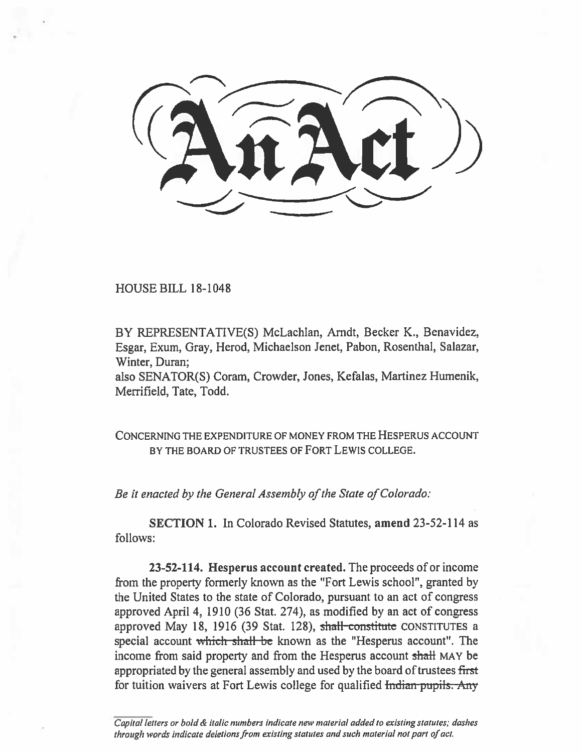# An Act

HOUSE BILL 18-1048

BY REPRESENTATIVE(S) McLachlan, Arndt, Becker K., Benavidez, Esgar, Exum, Gray, Herod, Michaelson Jenet, Pabon, Rosenthal, Salazar, Winter, Duran;
also SENATOR(S) Coram, Crowder, Jones, Kefalas, Martinez Humenik, Merrifield, Tate, Todd.

CONCERNING THE EXPENDITURE OF MONEY FROM THE HESPERUS ACCOUNT BY THE BOARD OF TRUSTEES OF FORT LEWIS COLLEGE.

*Be it enacted by the General Assembly of the State of Colorado:*

**SECTION 1.** In Colorado Revised Statutes, **amend** 23-52-114 as follows:

**23-52-114. Hesperus account created.** The proceeds of or income from the property formerly known as the "Fort Lewis school", granted by the United States to the state of Colorado, pursuant to an act of congress approved April 4, 1910 (36 Stat. 274), as modified by an act of congress approved May 18, 1916 (39 Stat. 128), ~~shall constitute~~ CONSTITUTES a special account ~~which shall be~~ known as the "Hesperus account". The income from said property and from the Hesperus account ~~shall~~ MAY be appropriated by the general assembly and used by the board of trustees ~~first~~ for tuition waivers at Fort Lewis college for qualified ~~Indian pupils. Any~~

*Capital letters or bold & italic numbers indicate new material added to existing statutes; dashes through words indicate deletions from existing statutes and such material not part of act.*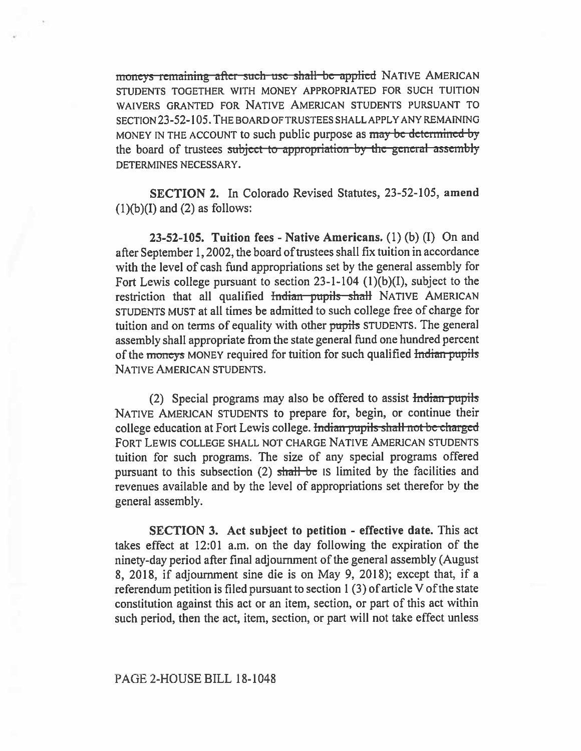~~moneys remaining after such use shall be applied~~ NATIVE AMERICAN STUDENTS TOGETHER WITH MONEY APPROPRIATED FOR SUCH TUITION WAIVERS GRANTED FOR NATIVE AMERICAN STUDENTS PURSUANT TO SECTION 23-52-105. THE BOARD OF TRUSTEES SHALL APPLY ANY REMAINING MONEY IN THE ACCOUNT to such public purpose as ~~may be determined by~~ the board of trustees ~~subject to appropriation by the general assembly~~ DETERMINES NECESSARY.

**SECTION 2.** In Colorado Revised Statutes, 23-52-105, **amend** (1)(b)(I) and (2) as follows:

**23-52-105. Tuition fees - Native Americans.** (1) (b) (I) On and after September 1, 2002, the board of trustees shall fix tuition in accordance with the level of cash fund appropriations set by the general assembly for Fort Lewis college pursuant to section 23-1-104 (1)(b)(I), subject to the restriction that all qualified ~~Indian pupils shall~~ NATIVE AMERICAN STUDENTS MUST at all times be admitted to such college free of charge for tuition and on terms of equality with other ~~pupils~~ STUDENTS. The general assembly shall appropriate from the state general fund one hundred percent of the ~~moneys~~ MONEY required for tuition for such qualified ~~Indian pupils~~ NATIVE AMERICAN STUDENTS.

(2) Special programs may also be offered to assist ~~Indian pupils~~ NATIVE AMERICAN STUDENTS to prepare for, begin, or continue their college education at Fort Lewis college. ~~Indian pupils shall not be charged~~ FORT LEWIS COLLEGE SHALL NOT CHARGE NATIVE AMERICAN STUDENTS tuition for such programs. The size of any special programs offered pursuant to this subsection (2) ~~shall be~~ IS limited by the facilities and revenues available and by the level of appropriations set therefor by the general assembly.

**SECTION 3. Act subject to petition - effective date.** This act takes effect at 12:01 a.m. on the day following the expiration of the ninety-day period after final adjournment of the general assembly (August 8, 2018, if adjournment sine die is on May 9, 2018); except that, if a referendum petition is filed pursuant to section 1 (3) of article V of the state constitution against this act or an item, section, or part of this act within such period, then the act, item, section, or part will not take effect unless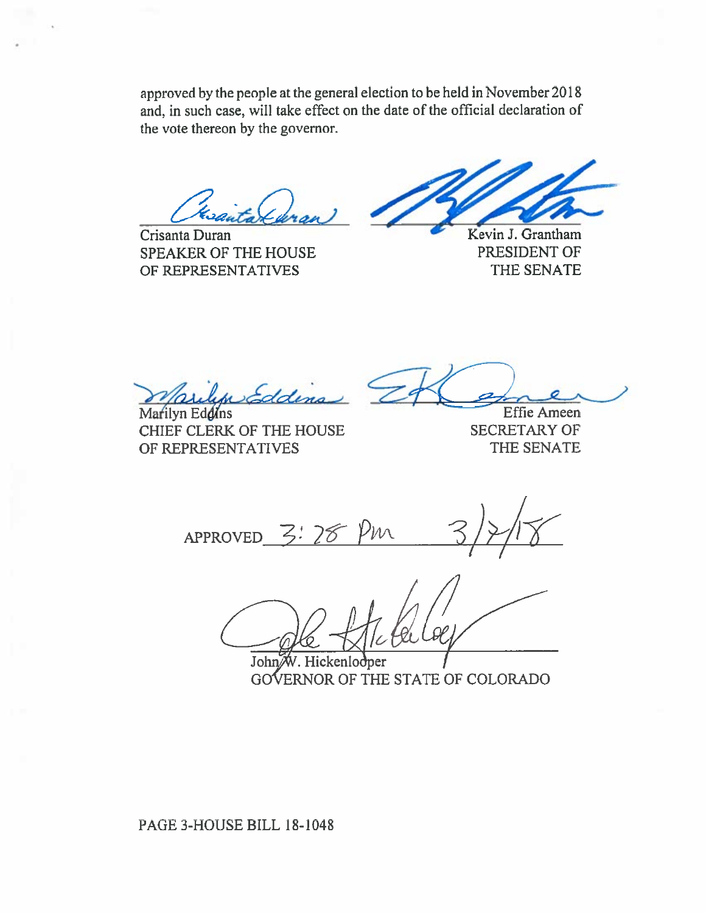approved by the people at the general election to be held in November 2018 and, in such case, will take effect on the date of the official declaration of the vote thereon by the governor.

Crisanta Duran
SPEAKER OF THE HOUSE
OF REPRESENTATIVES

Kevin J. Grantham
PRESIDENT OF
THE SENATE

Marilyn Eddins
CHIEF CLERK OF THE HOUSE
OF REPRESENTATIVES

Effie Ameen
SECRETARY OF
THE SENATE

APPROVED 3:28 PM 3/7/18

John W. Hickenlooper
GOVERNOR OF THE STATE OF COLORADO

PAGE 3-HOUSE BILL 18-1048